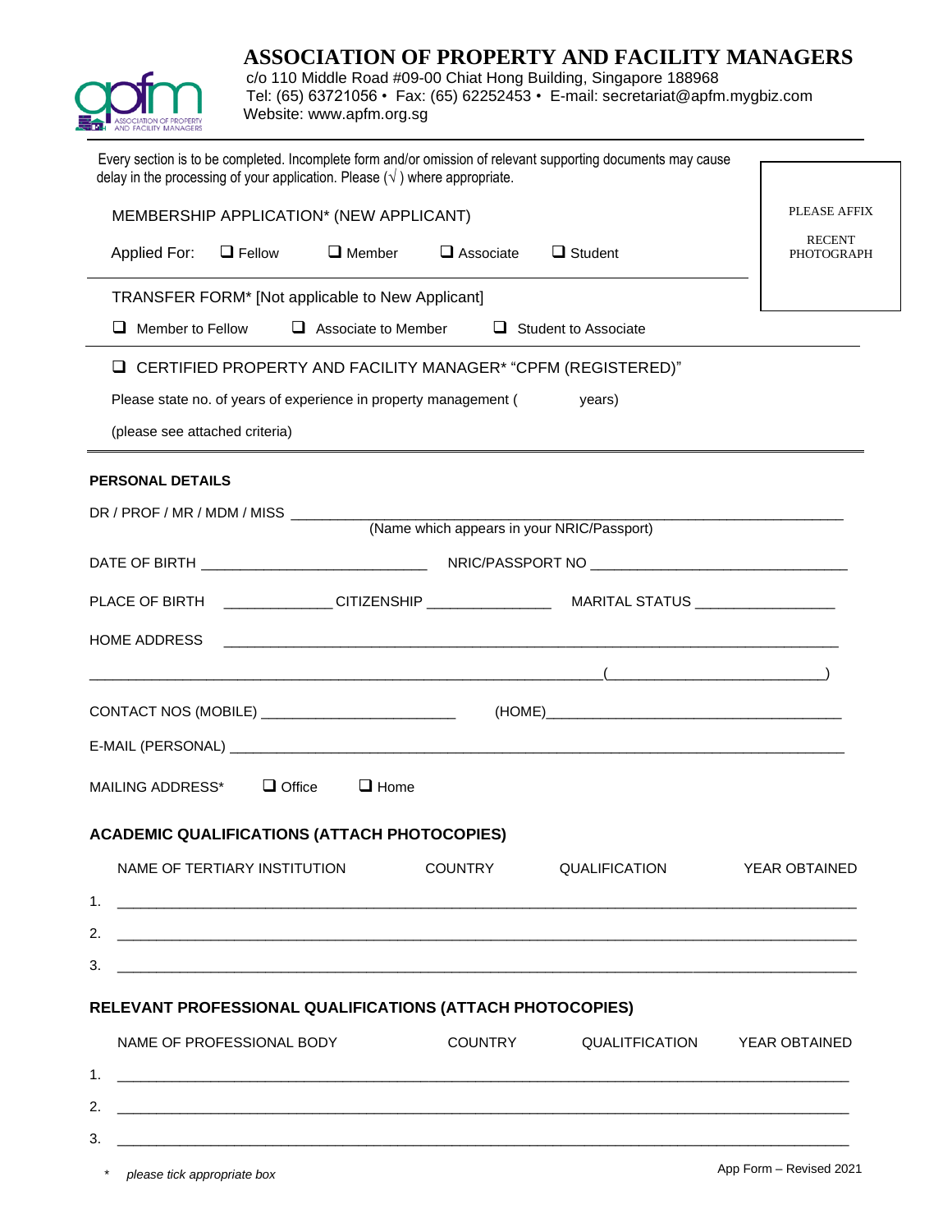# ASSOCIATION OF PROPERTY AND FACILITY MANAGERS

c/o 110 Middle Road #09-00 Chiat Hong Building, Singapore 188968
Tel: (65) 63721056 • Fax: (65) 62252453 • E-mail: secretariat@apfm.mygbiz.com
Website: www.apfm.org.sg

Every section is to be completed. Incomplete form and/or omission of relevant supporting documents may cause delay in the processing of your application. Please (√ ) where appropriate.

PLEASE AFFIX RECENT PHOTOGRAPH

MEMBERSHIP APPLICATION* (NEW APPLICANT)

Applied For: ❑ Fellow ❑ Member ❑ Associate ❑ Student

TRANSFER FORM* [Not applicable to New Applicant]

❑ Member to Fellow ❑ Associate to Member ❑ Student to Associate

❑ CERTIFIED PROPERTY AND FACILITY MANAGER* "CPFM (REGISTERED)"

Please state no. of years of experience in property management ( years)

(please see attached criteria)

**PERSONAL DETAILS**

DR / PROF / MR / MDM / MISS ______________________________________________
(Name which appears in your NRIC/Passport)

DATE OF BIRTH ____________________________ NRIC/PASSPORT NO ________________________________

PLACE OF BIRTH ______________ CITIZENSHIP ________________ MARITAL STATUS __________________

HOME ADDRESS ______________________________________________________________

______________________________________________________________(___________________________)

CONTACT NOS (MOBILE) ________________________ (HOME)______________________________________

E-MAIL (PERSONAL) ____________________________________________________________________

MAILING ADDRESS* ❑ Office ❑ Home

**ACADEMIC QUALIFICATIONS (ATTACH PHOTOCOPIES)**

| | NAME OF TERTIARY INSTITUTION | COUNTRY | QUALIFICATION | YEAR OBTAINED |
|---|---|---|---|---|
| 1. | | | | |
| 2. | | | | |
| 3. | | | | |

**RELEVANT PROFESSIONAL QUALIFICATIONS (ATTACH PHOTOCOPIES)**

| | NAME OF PROFESSIONAL BODY | COUNTRY | QUALITFICATION | YEAR OBTAINED |
|---|---|---|---|---|
| 1. | | | | |
| 2. | | | | |
| 3. | | | | |

\* *please tick appropriate box*

App Form – Revised 2021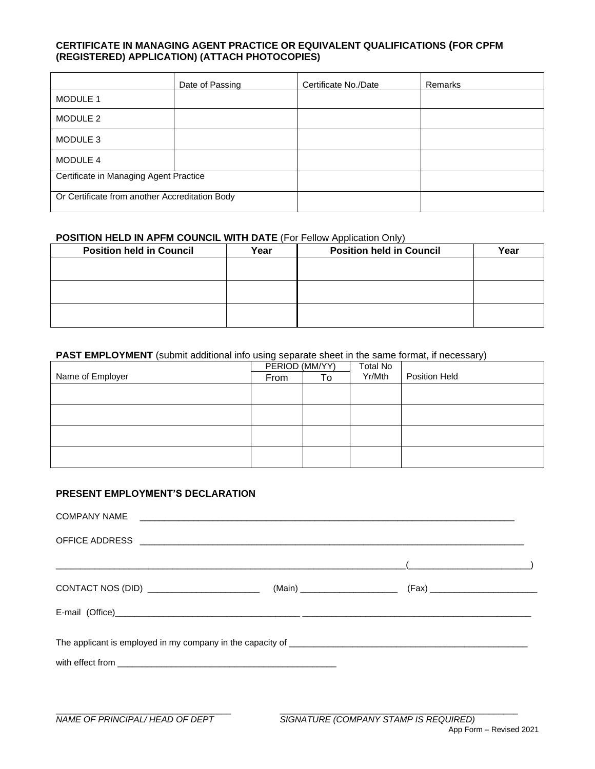**CERTIFICATE IN MANAGING AGENT PRACTICE OR EQUIVALENT QUALIFICATIONS (FOR CPFM (REGISTERED) APPLICATION) (ATTACH PHOTOCOPIES)**

| | Date of Passing | Certificate No./Date | Remarks |
|---|---|---|---|
| MODULE 1 | | | |
| MODULE 2 | | | |
| MODULE 3 | | | |
| MODULE 4 | | | |
| Certificate in Managing Agent Practice | | | |
| Or Certificate from another Accreditation Body | | | |

**POSITION HELD IN APFM COUNCIL WITH DATE** (For Fellow Application Only)

| Position held in Council | Year | Position held in Council | Year |
|---|---|---|---|
| | | | |
| | | | |
| | | | |

**PAST EMPLOYMENT** (submit additional info using separate sheet in the same format, if necessary)

| Name of Employer | PERIOD (MM/YY) | | Total No Yr/Mth | Position Held |
|---|---|---|---|---|
| | From | To | | |
| | | | | |
| | | | | |
| | | | | |
| | | | | |

**PRESENT EMPLOYMENT'S DECLARATION**

COMPANY NAME ______________________________________________________________

OFFICE ADDRESS ______________________________________________________________

______________________________________________________________(____________________)

CONTACT NOS (DID) ____________________ (Main) ____________________ (Fax) ____________________

E-mail (Office)______________________________ ______________________________

The applicant is employed in my company in the capacity of ______________________________

with effect from ______________________________

______________________________ ______________________________

*NAME OF PRINCIPAL/ HEAD OF DEPT* *SIGNATURE (COMPANY STAMP IS REQUIRED)*

App Form – Revised 2021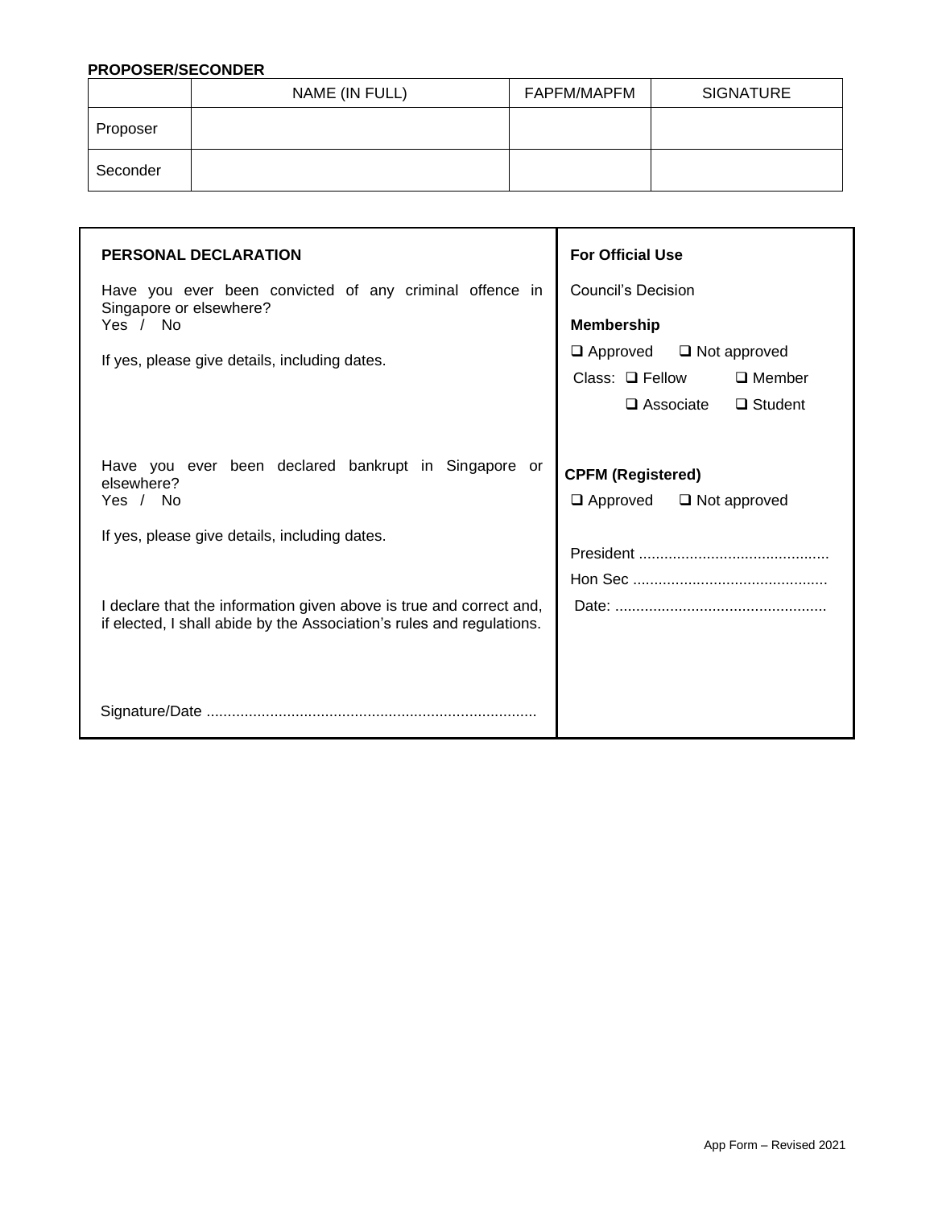**PROPOSER/SECONDER**

| | NAME (IN FULL) | FAPFM/MAPFM | SIGNATURE |
|---|---|---|---|
| Proposer | | | |
| Seconder | | | |

**PERSONAL DECLARATION**

Have you ever been convicted of any criminal offence in Singapore or elsewhere?
Yes / No

If yes, please give details, including dates.

Have you ever been declared bankrupt in Singapore or elsewhere?
Yes / No

If yes, please give details, including dates.

I declare that the information given above is true and correct and, if elected, I shall abide by the Association's rules and regulations.

Signature/Date ............................................................................

**For Official Use**

Council's Decision

**Membership**

❑ Approved ❑ Not approved

Class: ❑ Fellow ❑ Member

❑ Associate ❑ Student

**CPFM (Registered)**

❑ Approved ❑ Not approved

President ............................................

Hon Sec ..............................................

Date: .................................................

App Form – Revised 2021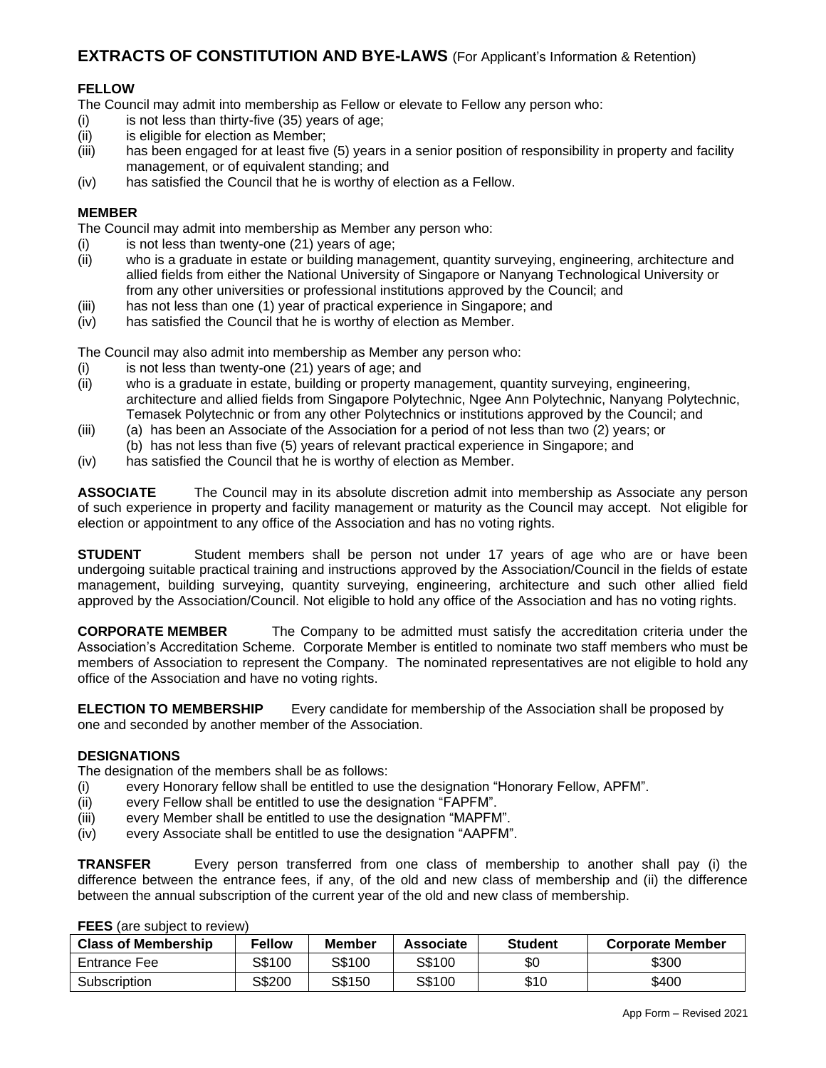## EXTRACTS OF CONSTITUTION AND BYE-LAWS (For Applicant's Information & Retention)

**FELLOW**

The Council may admit into membership as Fellow or elevate to Fellow any person who:

(i) is not less than thirty-five (35) years of age;
(ii) is eligible for election as Member;
(iii) has been engaged for at least five (5) years in a senior position of responsibility in property and facility management, or of equivalent standing; and
(iv) has satisfied the Council that he is worthy of election as a Fellow.

**MEMBER**

The Council may admit into membership as Member any person who:

(i) is not less than twenty-one (21) years of age;
(ii) who is a graduate in estate or building management, quantity surveying, engineering, architecture and allied fields from either the National University of Singapore or Nanyang Technological University or from any other universities or professional institutions approved by the Council; and
(iii) has not less than one (1) year of practical experience in Singapore; and
(iv) has satisfied the Council that he is worthy of election as Member.

The Council may also admit into membership as Member any person who:

(i) is not less than twenty-one (21) years of age; and
(ii) who is a graduate in estate, building or property management, quantity surveying, engineering, architecture and allied fields from Singapore Polytechnic, Ngee Ann Polytechnic, Nanyang Polytechnic, Temasek Polytechnic or from any other Polytechnics or institutions approved by the Council; and
(iii) (a) has been an Associate of the Association for a period of not less than two (2) years; or
(b) has not less than five (5) years of relevant practical experience in Singapore; and
(iv) has satisfied the Council that he is worthy of election as Member.

**ASSOCIATE** The Council may in its absolute discretion admit into membership as Associate any person of such experience in property and facility management or maturity as the Council may accept. Not eligible for election or appointment to any office of the Association and has no voting rights.

**STUDENT** Student members shall be person not under 17 years of age who are or have been undergoing suitable practical training and instructions approved by the Association/Council in the fields of estate management, building surveying, quantity surveying, engineering, architecture and such other allied field approved by the Association/Council. Not eligible to hold any office of the Association and has no voting rights.

**CORPORATE MEMBER** The Company to be admitted must satisfy the accreditation criteria under the Association's Accreditation Scheme. Corporate Member is entitled to nominate two staff members who must be members of Association to represent the Company. The nominated representatives are not eligible to hold any office of the Association and have no voting rights.

**ELECTION TO MEMBERSHIP** Every candidate for membership of the Association shall be proposed by one and seconded by another member of the Association.

**DESIGNATIONS**

The designation of the members shall be as follows:

(i) every Honorary fellow shall be entitled to use the designation "Honorary Fellow, APFM".
(ii) every Fellow shall be entitled to use the designation "FAPFM".
(iii) every Member shall be entitled to use the designation "MAPFM".
(iv) every Associate shall be entitled to use the designation "AAPFM".

**TRANSFER** Every person transferred from one class of membership to another shall pay (i) the difference between the entrance fees, if any, of the old and new class of membership and (ii) the difference between the annual subscription of the current year of the old and new class of membership.

**FEES** (are subject to review)

| Class of Membership | Fellow | Member | Associate | Student | Corporate Member |
|---|---|---|---|---|---|
| Entrance Fee | S$100 | S$100 | S$100 | $0 | $300 |
| Subscription | S$200 | S$150 | S$100 | $10 | $400 |

App Form – Revised 2021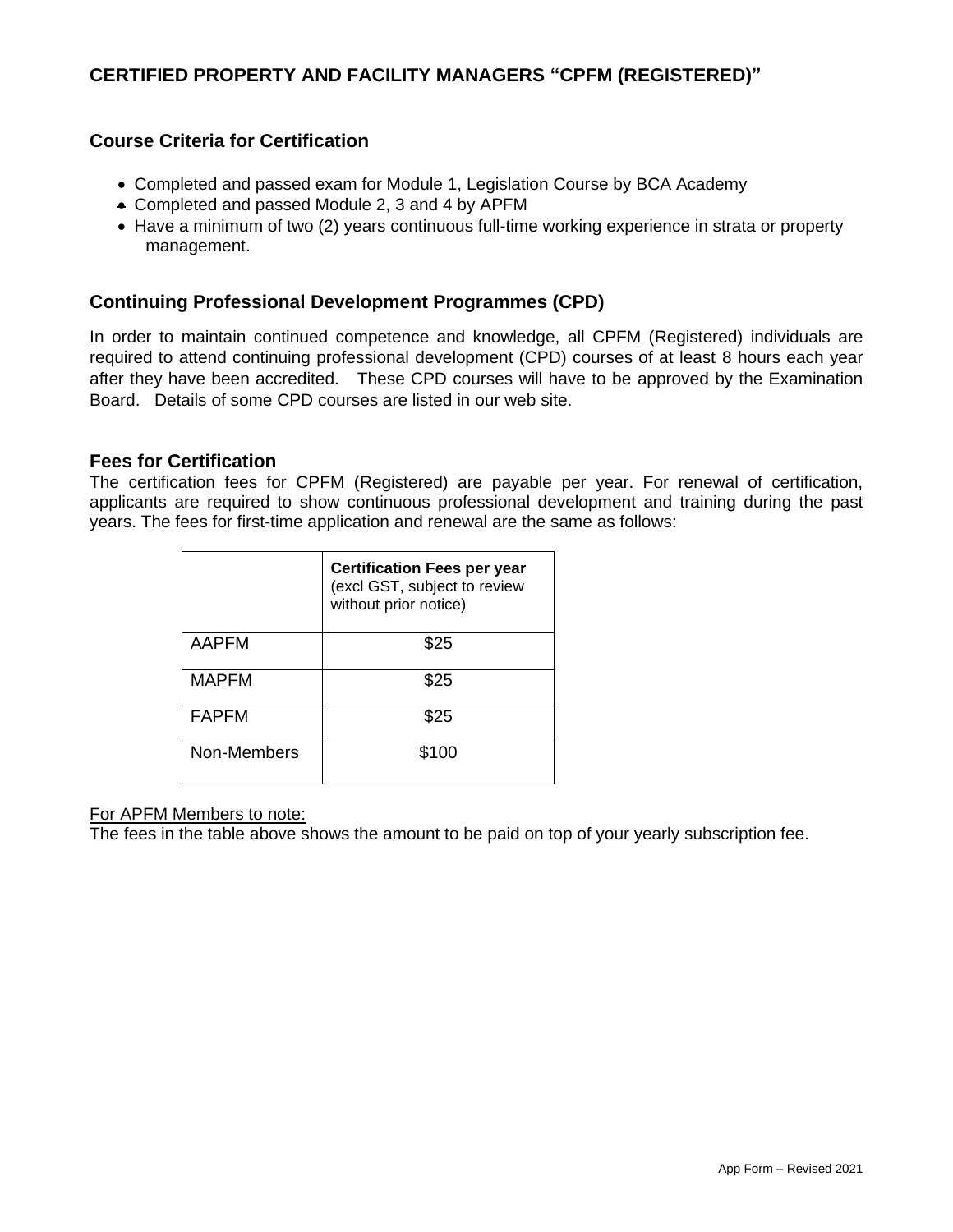## CERTIFIED PROPERTY AND FACILITY MANAGERS "CPFM (REGISTERED)"

### Course Criteria for Certification

- Completed and passed exam for Module 1, Legislation Course by BCA Academy
- Completed and passed Module 2, 3 and 4 by APFM
- Have a minimum of two (2) years continuous full-time working experience in strata or property management.

### Continuing Professional Development Programmes (CPD)

In order to maintain continued competence and knowledge, all CPFM (Registered) individuals are required to attend continuing professional development (CPD) courses of at least 8 hours each year after they have been accredited. These CPD courses will have to be approved by the Examination Board. Details of some CPD courses are listed in our web site.

### Fees for Certification

The certification fees for CPFM (Registered) are payable per year. For renewal of certification, applicants are required to show continuous professional development and training during the past years. The fees for first-time application and renewal are the same as follows:

| | **Certification Fees per year** (excl GST, subject to review without prior notice) |
|---|---|
| AAPFM | $25 |
| MAPFM | $25 |
| FAPFM | $25 |
| Non-Members | $100 |

For APFM Members to note:

The fees in the table above shows the amount to be paid on top of your yearly subscription fee.